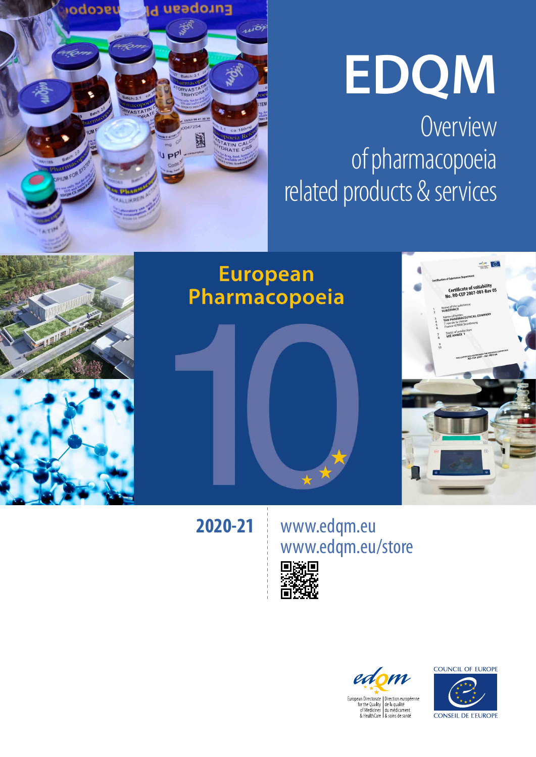# EDQM

## Overview of pharmacopoeia related products & services

European Pharmacopoeia

10

2020-21

www.edqm.eu

www.edqm.eu/store

European Directorate for the Quality of Medicines & HealthCare | Direction européenne de la qualité du médicament & soins de santé

COUNCIL OF EUROPE

CONSEIL DE L'EUROPE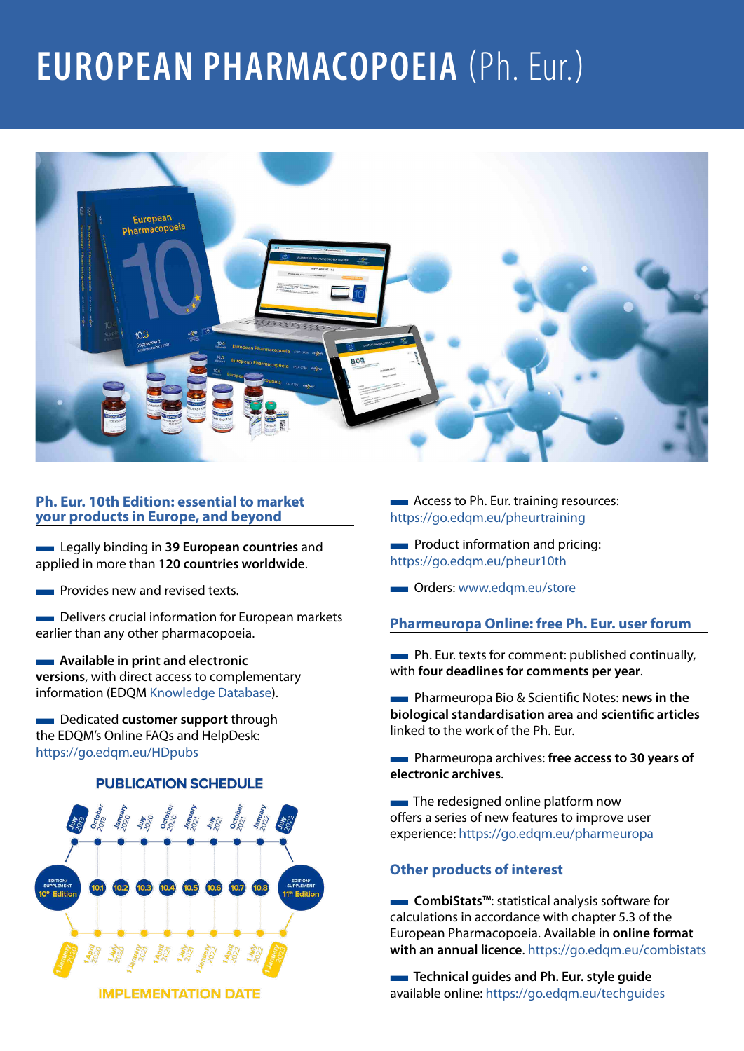# EUROPEAN PHARMACOPOEIA (Ph. Eur.)

## Ph. Eur. 10th Edition: essential to market your products in Europe, and beyond

- Legally binding in **39 European countries** and applied in more than **120 countries worldwide**.
- Provides new and revised texts.
- Delivers crucial information for European markets earlier than any other pharmacopoeia.
- **Available in print and electronic versions**, with direct access to complementary information (EDQM Knowledge Database).
- Dedicated **customer support** through the EDQM's Online FAQs and HelpDesk: https://go.edqm.eu/HDpubs

### PUBLICATION SCHEDULE

| Publication | Edition/Supplement | Implementation date |
|---|---|---|
| July 2019 | Edition/Supplement 10th Edition | 1 January 2020 |
| October 2019 | 10.1 | 1 April 2020 |
| January 2020 | 10.2 | 1 July 2020 |
| July 2020 | 10.3 | 1 January 2021 |
| October 2020 | 10.4 | 1 April 2021 |
| January 2021 | 10.5 | 1 July 2021 |
| July 2021 | 10.6 | 1 January 2022 |
| October 2021 | 10.7 | 1 April 2022 |
| January 2022 | 10.8 | 1 July 2022 |
| July 2022 | Edition/Supplement 11th Edition | 1 January 2023 |

- Access to Ph. Eur. training resources: https://go.edqm.eu/pheurtraining
- Product information and pricing: https://go.edqm.eu/pheur10th
- Orders: www.edqm.eu/store

## Pharmeuropa Online: free Ph. Eur. user forum

- Ph. Eur. texts for comment: published continually, with **four deadlines for comments per year**.
- Pharmeuropa Bio & Scientific Notes: **news in the biological standardisation area** and **scientific articles** linked to the work of the Ph. Eur.
- Pharmeuropa archives: **free access to 30 years of electronic archives**.
- The redesigned online platform now offers a series of new features to improve user experience: https://go.edqm.eu/pharmeuropa

## Other products of interest

- **CombiStats™**: statistical analysis software for calculations in accordance with chapter 5.3 of the European Pharmacopoeia. Available in **online format with an annual licence**. https://go.edqm.eu/combistats
- **Technical guides and Ph. Eur. style guide** available online: https://go.edqm.eu/techguides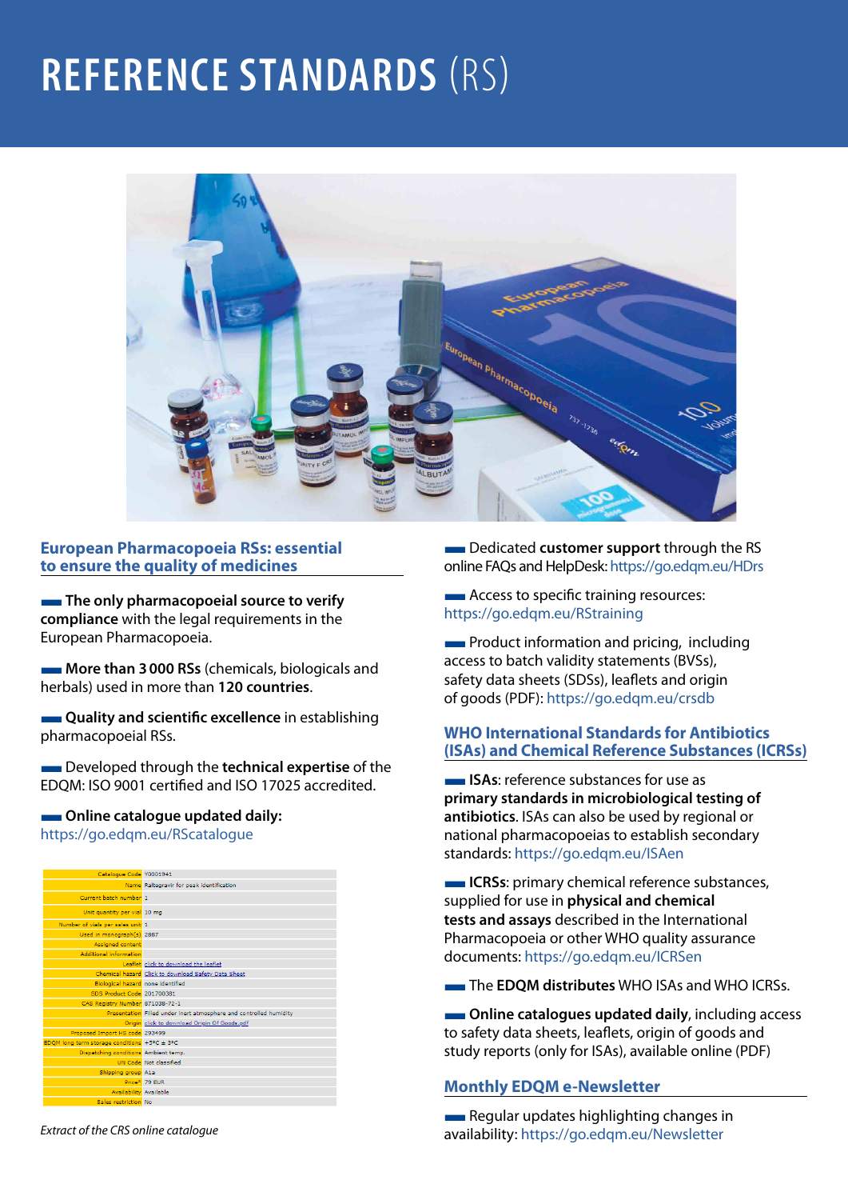# REFERENCE STANDARDS (RS)

## European Pharmacopoeia RSs: essential to ensure the quality of medicines

- **The only pharmacopoeial source to verify compliance** with the legal requirements in the European Pharmacopoeia.
- **More than 3 000 RSs** (chemicals, biologicals and herbals) used in more than **120 countries**.
- **Quality and scientific excellence** in establishing pharmacopoeial RSs.
- Developed through the **technical expertise** of the EDQM: ISO 9001 certified and ISO 17025 accredited.
- **Online catalogue updated daily:** https://go.edqm.eu/RScatalogue

| | |
|---|---|
| Catalogue Code | Y0001941 |
| Name | Raltegravir for peak identification |
| Current batch number | 1 |
| Unit quantity per vial | 10 mg |
| Number of vials per sales unit | 1 |
| Used in monograph(s) | 2887 |
| Assigned content | |
| Additional information | |
| Leaflet | click to download the leaflet |
| Chemical hazard | Click to download Safety Data Sheet |
| Biological hazard | none identified |
| SDS Product Code | 201700381 |
| CAS Registry Number | 871038-72-1 |
| Presentation | Filled under inert atmosphere and controlled humidity |
| Origin | click to download Origin Of Goods.pdf |
| Proposed Import HS code | 293499 |
| EDQM long term storage conditions | +5°C ± 3°C |
| Dispatching conditions | Ambient temp. |
| UN Code | Not classified |
| Shipping group | A1a |
| Price* | 79 EUR |
| Availability | Available |
| Sales restriction | No |

*Extract of the CRS online catalogue*

- Dedicated **customer support** through the RS online FAQs and HelpDesk: https://go.edqm.eu/HDrs
- Access to specific training resources: https://go.edqm.eu/RStraining
- Product information and pricing, including access to batch validity statements (BVSs), safety data sheets (SDSs), leaflets and origin of goods (PDF): https://go.edqm.eu/crsdb

## WHO International Standards for Antibiotics (ISAs) and Chemical Reference Substances (ICRSs)

- **ISAs**: reference substances for use as **primary standards in microbiological testing of antibiotics**. ISAs can also be used by regional or national pharmacopoeias to establish secondary standards: https://go.edqm.eu/ISAen
- **ICRSs**: primary chemical reference substances, supplied for use in **physical and chemical tests and assays** described in the International Pharmacopoeia or other WHO quality assurance documents: https://go.edqm.eu/ICRSen
- The **EDQM distributes** WHO ISAs and WHO ICRSs.
- **Online catalogues updated daily**, including access to safety data sheets, leaflets, origin of goods and study reports (only for ISAs), available online (PDF)

## Monthly EDQM e-Newsletter

- Regular updates highlighting changes in availability: https://go.edqm.eu/Newsletter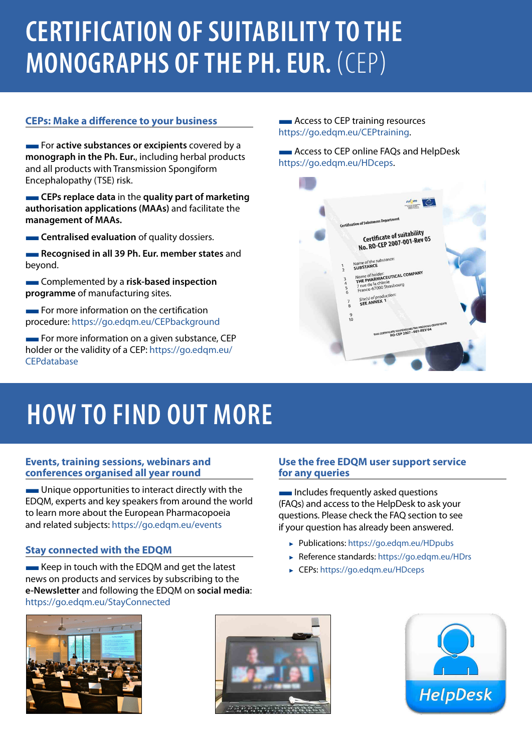# CERTIFICATION OF SUITABILITY TO THE MONOGRAPHS OF THE PH. EUR. (CEP)

## CEPs: Make a difference to your business

- For **active substances or excipients** covered by a **monograph in the Ph. Eur.**, including herbal products and all products with Transmission Spongiform Encephalopathy (TSE) risk.
- **CEPs replace data** in the **quality part of marketing authorisation applications (MAAs)** and facilitate the **management of MAAs.**
- **Centralised evaluation** of quality dossiers.
- **Recognised in all 39 Ph. Eur. member states** and beyond.
- Complemented by a **risk-based inspection programme** of manufacturing sites.
- For more information on the certification procedure: https://go.edqm.eu/CEPbackground
- For more information on a given substance, CEP holder or the validity of a CEP: https://go.edqm.eu/CEPdatabase
- Access to CEP training resources https://go.edqm.eu/CEPtraining.
- Access to CEP online FAQs and HelpDesk https://go.edqm.eu/HDceps.

# HOW TO FIND OUT MORE

## Events, training sessions, webinars and conferences organised all year round

- Unique opportunities to interact directly with the EDQM, experts and key speakers from around the world to learn more about the European Pharmacopoeia and related subjects: https://go.edqm.eu/events

## Stay connected with the EDQM

- Keep in touch with the EDQM and get the latest news on products and services by subscribing to the **e-Newsletter** and following the EDQM on **social media**: https://go.edqm.eu/StayConnected

## Use the free EDQM user support service for any queries

- Includes frequently asked questions (FAQs) and access to the HelpDesk to ask your questions. Please check the FAQ section to see if your question has already been answered.
  - Publications: https://go.edqm.eu/HDpubs
  - Reference standards: https://go.edqm.eu/HDrs
  - CEPs: https://go.edqm.eu/HDceps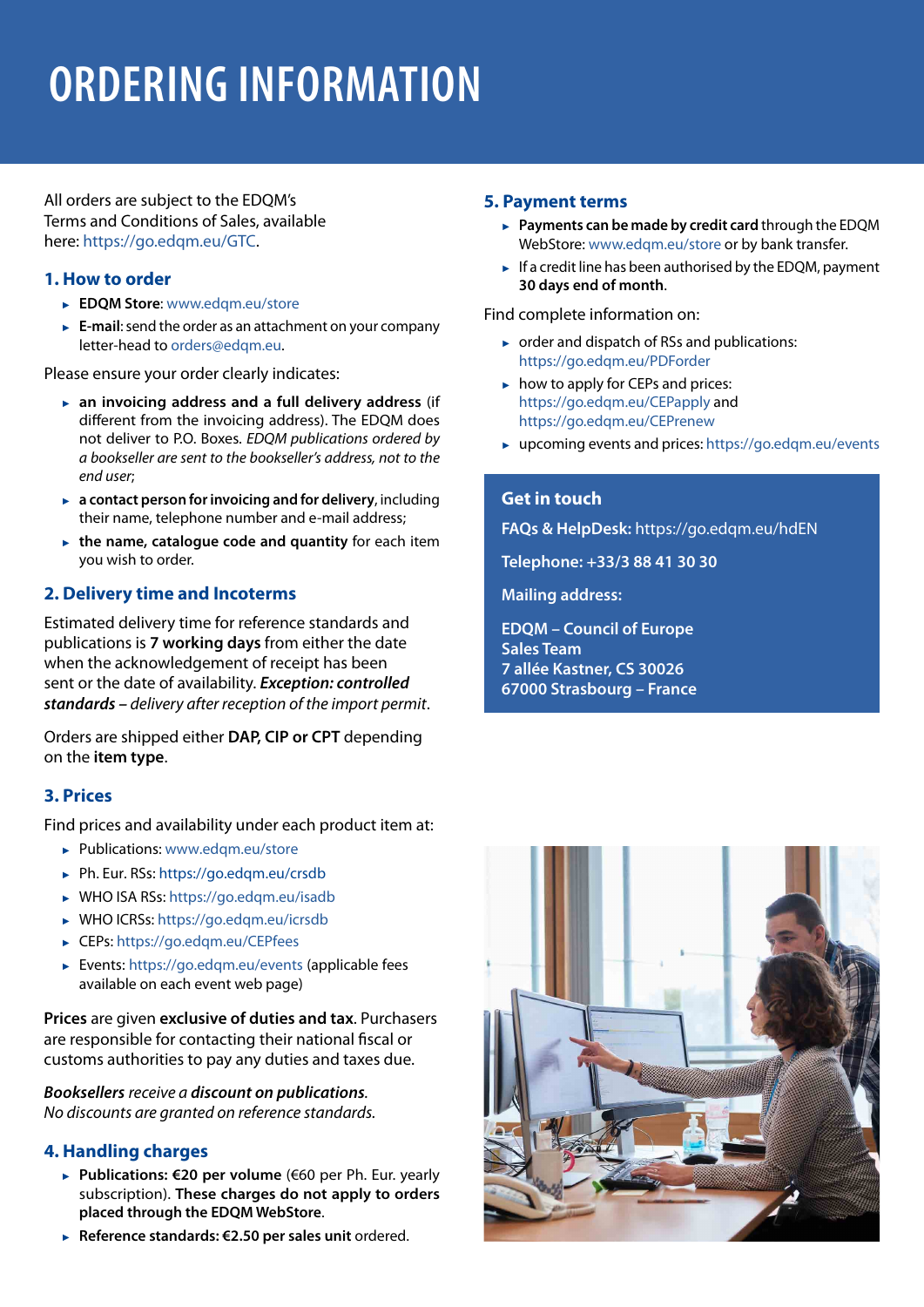# ORDERING INFORMATION

All orders are subject to the EDQM's Terms and Conditions of Sales, available here: https://go.edqm.eu/GTC.

## 1. How to order

- **EDQM Store**: www.edqm.eu/store
- **E-mail**: send the order as an attachment on your company letter-head to orders@edqm.eu.

Please ensure your order clearly indicates:

- **an invoicing address and a full delivery address** (if different from the invoicing address). The EDQM does not deliver to P.O. Boxes. *EDQM publications ordered by a bookseller are sent to the bookseller's address, not to the end user;*
- **a contact person for invoicing and for delivery**, including their name, telephone number and e-mail address;
- **the name, catalogue code and quantity** for each item you wish to order.

## 2. Delivery time and Incoterms

Estimated delivery time for reference standards and publications is **7 working days** from either the date when the acknowledgement of receipt has been sent or the date of availability. ***Exception: controlled standards** – delivery after reception of the import permit*.

Orders are shipped either **DAP, CIP or CPT** depending on the **item type**.

## 3. Prices

Find prices and availability under each product item at:

- Publications: www.edqm.eu/store
- Ph. Eur. RSs: https://go.edqm.eu/crsdb
- WHO ISA RSs: https://go.edqm.eu/isadb
- WHO ICRSs: https://go.edqm.eu/icrsdb
- CEPs: https://go.edqm.eu/CEPfees
- Events: https://go.edqm.eu/events (applicable fees available on each event web page)

**Prices** are given **exclusive of duties and tax**. Purchasers are responsible for contacting their national fiscal or customs authorities to pay any duties and taxes due.

***Booksellers** receive a **discount on publications**.*
*No discounts are granted on reference standards.*

## 4. Handling charges

- **Publications: €20 per volume** (€60 per Ph. Eur. yearly subscription). **These charges do not apply to orders placed through the EDQM WebStore**.
- **Reference standards: €2.50 per sales unit** ordered.

## 5. Payment terms

- **Payments can be made by credit card** through the EDQM WebStore: www.edqm.eu/store or by bank transfer.
- If a credit line has been authorised by the EDQM, payment **30 days end of month**.

Find complete information on:

- order and dispatch of RSs and publications: https://go.edqm.eu/PDForder
- how to apply for CEPs and prices: https://go.edqm.eu/CEPapply and https://go.edqm.eu/CEPrenew
- upcoming events and prices: https://go.edqm.eu/events

### Get in touch

**FAQs & HelpDesk:** https://go.edqm.eu/hdEN

**Telephone: +33/3 88 41 30 30**

**Mailing address:**

**EDQM – Council of Europe**
**Sales Team**
**7 allée Kastner, CS 30026**
**67000 Strasbourg – France**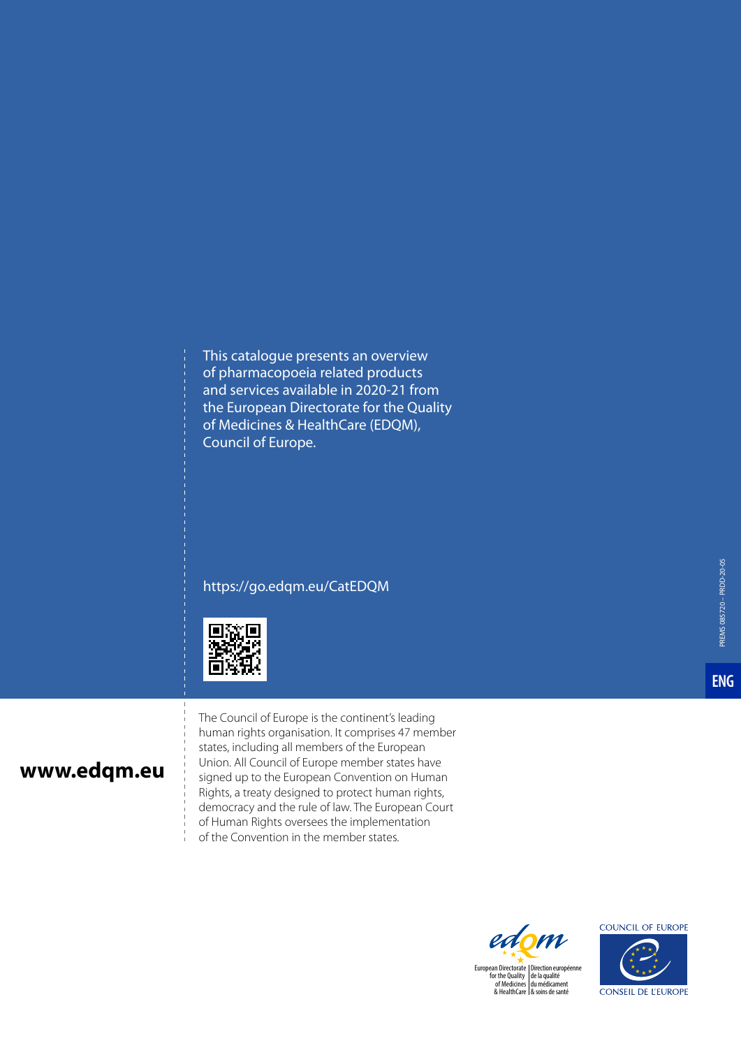This catalogue presents an overview of pharmacopoeia related products and services available in 2020-21 from the European Directorate for the Quality of Medicines & HealthCare (EDQM), Council of Europe.

https://go.edqm.eu/CatEDQM

PREMS 085720 – PRDD-20-05

ENG

**www.edqm.eu**

The Council of Europe is the continent's leading human rights organisation. It comprises 47 member states, including all members of the European Union. All Council of Europe member states have signed up to the European Convention on Human Rights, a treaty designed to protect human rights, democracy and the rule of law. The European Court of Human Rights oversees the implementation of the Convention in the member states.

European Directorate for the Quality of Medicines & HealthCare | Direction européenne de la qualité du médicament & soins de santé

COUNCIL OF EUROPE

CONSEIL DE L'EUROPE